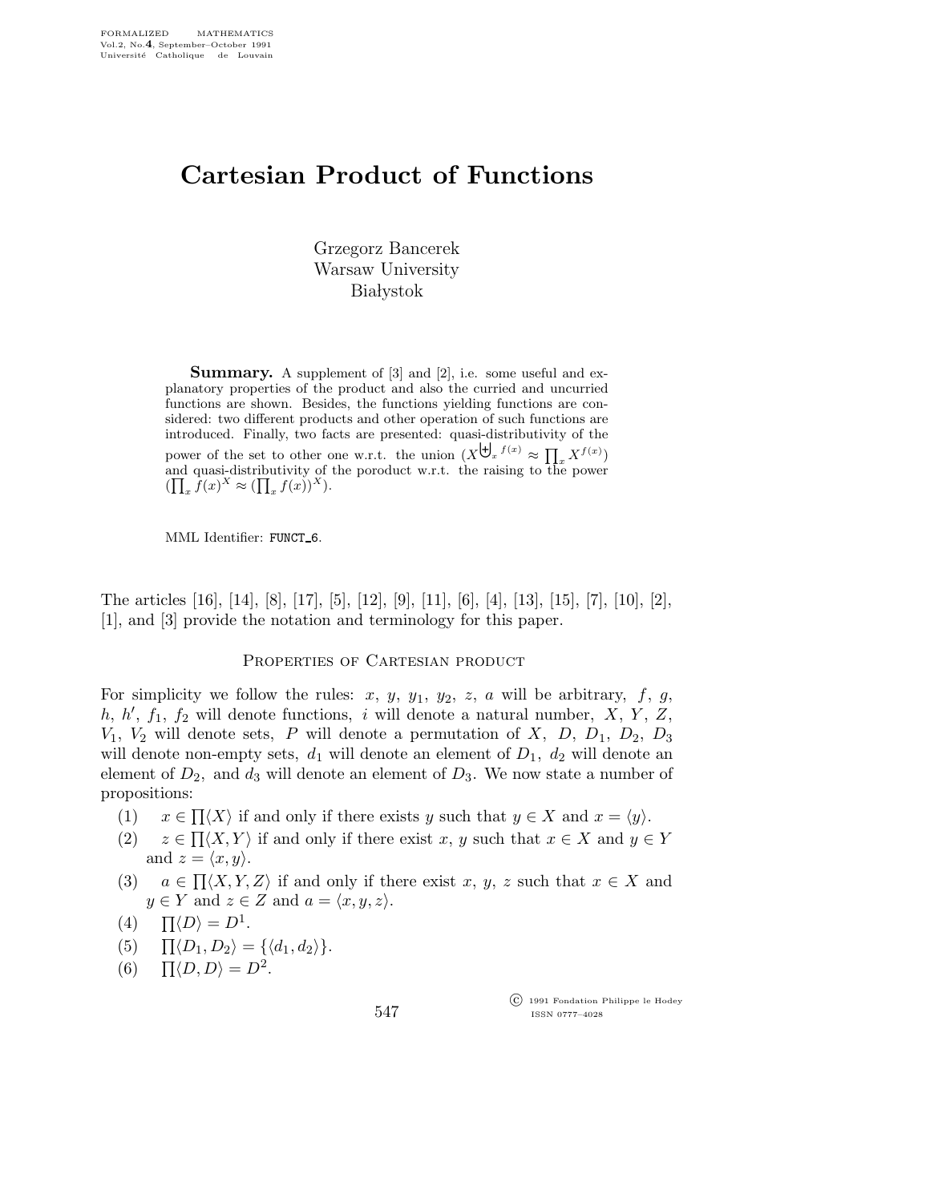# Cartesian Product of Functions

Grzegorz Bancerek
Warsaw University
Białystok

**Summary.** A supplement of [3] and [2], i.e. some useful and explanatory properties of the product and also the curried and uncurried functions are shown. Besides, the functions yielding functions are considered: two different products and other operation of such functions are introduced. Finally, two facts are presented: quasi-distributivity of the power of the set to other one w.r.t. the union ($X^{\biguplus_x f(x)} \approx \prod_x X^{f(x)}$) and quasi-distributivity of the poroduct w.r.t. the raising to the power ($\prod_x f(x)^X \approx (\prod_x f(x))^X$).

MML Identifier: FUNCT_6.

The articles [16], [14], [8], [17], [5], [12], [9], [11], [6], [4], [13], [15], [7], [10], [2], [1], and [3] provide the notation and terminology for this paper.

## Properties of Cartesian product

For simplicity we follow the rules: $x$, $y$, $y_1$, $y_2$, $z$, $a$ will be arbitrary, $f$, $g$, $h$, $h'$, $f_1$, $f_2$ will denote functions, $i$ will denote a natural number, $X$, $Y$, $Z$, $V_1$, $V_2$ will denote sets, $P$ will denote a permutation of $X$, $D$, $D_1$, $D_2$, $D_3$ will denote non-empty sets, $d_1$ will denote an element of $D_1$, $d_2$ will denote an element of $D_2$, and $d_3$ will denote an element of $D_3$. We now state a number of propositions:

(1) $x \in \prod\langle X\rangle$ if and only if there exists $y$ such that $y \in X$ and $x = \langle y\rangle$.

(2) $z \in \prod\langle X, Y\rangle$ if and only if there exist $x$, $y$ such that $x \in X$ and $y \in Y$ and $z = \langle x, y\rangle$.

(3) $a \in \prod\langle X, Y, Z\rangle$ if and only if there exist $x$, $y$, $z$ such that $x \in X$ and $y \in Y$ and $z \in Z$ and $a = \langle x, y, z\rangle$.

(4) $\prod\langle D\rangle = D^1$.

(5) $\prod\langle D_1, D_2\rangle = \{\langle d_1, d_2\rangle\}$.

(6) $\prod\langle D, D\rangle = D^2$.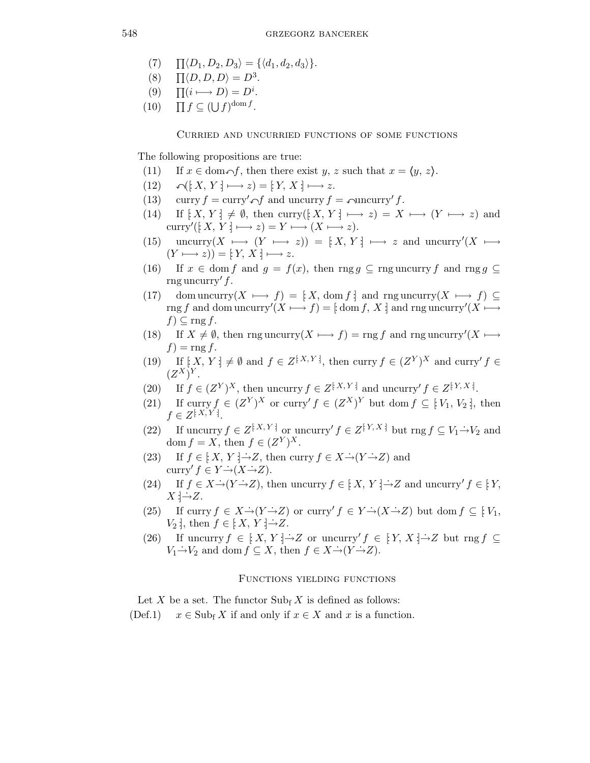(7) $\prod \langle D_1, D_2, D_3 \rangle = \{\langle d_1, d_2, d_3 \rangle\}$.

(8) $\prod \langle D, D, D \rangle = D^3$.

(9) $\prod (i \longmapsto D) = D^i$.

(10) $\prod f \subseteq (\bigcup f)^{\operatorname{dom} f}$.

### Curried and uncurried functions of some functions

The following propositions are true:

(11) If $x \in \operatorname{dom} \curvearrowleft f$, then there exist $y$, $z$ such that $x = \langle y, z \rangle$.

(12) $\curvearrowleft([\!: X, Y :\!] \longmapsto z) = [\!: Y, X :\!] \longmapsto z$.

(13) $\operatorname{curry} f = \operatorname{curry}' \curvearrowleft f$ and $\operatorname{uncurry} f = \curvearrowleft \operatorname{uncurry}' f$.

(14) If $[\!: X, Y :\!] \neq \emptyset$, then $\operatorname{curry}([\!: X, Y :\!] \longmapsto z) = X \longmapsto (Y \longmapsto z)$ and $\operatorname{curry}'([\!: X, Y :\!] \longmapsto z) = Y \longmapsto (X \longmapsto z)$.

(15) $\operatorname{uncurry}(X \longmapsto (Y \longmapsto z)) = [\!: X, Y :\!] \longmapsto z$ and $\operatorname{uncurry}'(X \longmapsto (Y \longmapsto z)) = [\!: Y, X :\!] \longmapsto z$.

(16) If $x \in \operatorname{dom} f$ and $g = f(x)$, then $\operatorname{rng} g \subseteq \operatorname{rng} \operatorname{uncurry} f$ and $\operatorname{rng} g \subseteq \operatorname{rng} \operatorname{uncurry}' f$.

(17) $\operatorname{dom} \operatorname{uncurry}(X \longmapsto f) = [\!: X, \operatorname{dom} f :\!]$ and $\operatorname{rng} \operatorname{uncurry}(X \longmapsto f) \subseteq \operatorname{rng} f$ and $\operatorname{dom} \operatorname{uncurry}'(X \longmapsto f) = [\!: \operatorname{dom} f, X :\!]$ and $\operatorname{rng} \operatorname{uncurry}'(X \longmapsto f) \subseteq \operatorname{rng} f$.

(18) If $X \neq \emptyset$, then $\operatorname{rng} \operatorname{uncurry}(X \longmapsto f) = \operatorname{rng} f$ and $\operatorname{rng} \operatorname{uncurry}'(X \longmapsto f) = \operatorname{rng} f$.

(19) If $[\!: X, Y :\!] \neq \emptyset$ and $f \in Z^{[\!: X, Y :\!]}$, then $\operatorname{curry} f \in (Z^Y)^X$ and $\operatorname{curry}' f \in (Z^X)^Y$.

(20) If $f \in (Z^Y)^X$, then $\operatorname{uncurry} f \in Z^{[\!: X, Y :\!]}$ and $\operatorname{uncurry}' f \in Z^{[\!: Y, X :\!]}$.

(21) If $\operatorname{curry} f \in (Z^Y)^X$ or $\operatorname{curry}' f \in (Z^X)^Y$ but $\operatorname{dom} f \subseteq [\!: V_1, V_2 :\!]$, then $f \in Z^{[\!: X, Y :\!]}$.

(22) If $\operatorname{uncurry} f \in Z^{[\!: X, Y :\!]}$ or $\operatorname{uncurry}' f \in Z^{[\!: Y, X :\!]}$ but $\operatorname{rng} f \subseteq V_1 \dot{\rightarrow} V_2$ and $\operatorname{dom} f = X$, then $f \in (Z^Y)^X$.

(23) If $f \in [\!: X, Y :\!] \dot{\rightarrow} Z$, then $\operatorname{curry} f \in X \dot{\rightarrow} (Y \dot{\rightarrow} Z)$ and $\operatorname{curry}' f \in Y \dot{\rightarrow} (X \dot{\rightarrow} Z)$.

(24) If $f \in X \dot{\rightarrow} (Y \dot{\rightarrow} Z)$, then $\operatorname{uncurry} f \in [\!: X, Y :\!] \dot{\rightarrow} Z$ and $\operatorname{uncurry}' f \in [\!: Y, X :\!] \dot{\rightarrow} Z$.

(25) If $\operatorname{curry} f \in X \dot{\rightarrow} (Y \dot{\rightarrow} Z)$ or $\operatorname{curry}' f \in Y \dot{\rightarrow} (X \dot{\rightarrow} Z)$ but $\operatorname{dom} f \subseteq [\!: V_1, V_2 :\!]$, then $f \in [\!: X, Y :\!] \dot{\rightarrow} Z$.

(26) If $\operatorname{uncurry} f \in [\!: X, Y :\!] \dot{\rightarrow} Z$ or $\operatorname{uncurry}' f \in [\!: Y, X :\!] \dot{\rightarrow} Z$ but $\operatorname{rng} f \subseteq V_1 \dot{\rightarrow} V_2$ and $\operatorname{dom} f \subseteq X$, then $f \in X \dot{\rightarrow} (Y \dot{\rightarrow} Z)$.

### Functions yielding functions

Let $X$ be a set. The functor $\operatorname{Sub_f} X$ is defined as follows:

(Def.1) $x \in \operatorname{Sub_f} X$ if and only if $x \in X$ and $x$ is a function.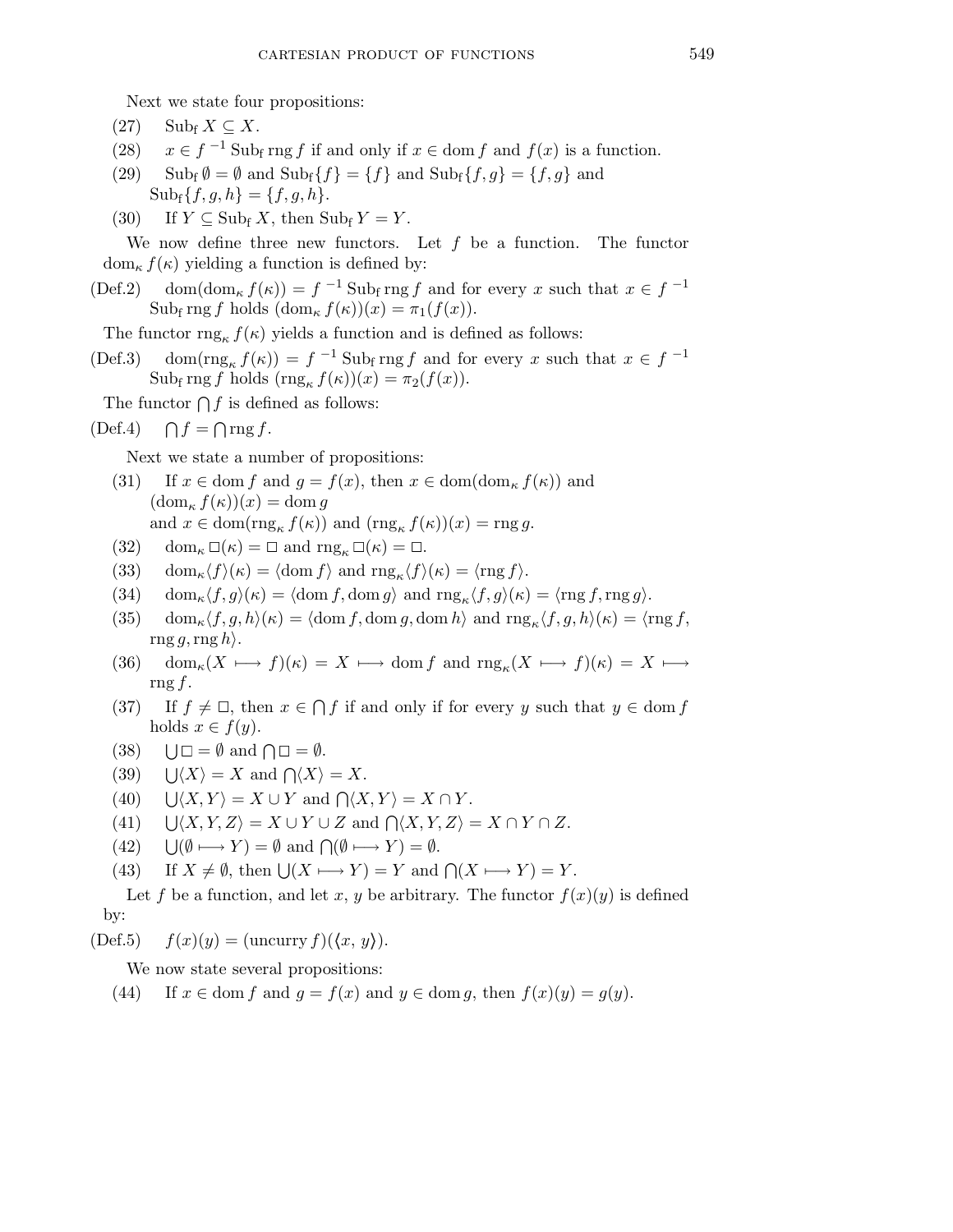Next we state four propositions:

(27) $\mathrm{Sub_f}\, X \subseteq X$.

(28) $x \in f^{-1}\, \mathrm{Sub_f}\, \mathrm{rng}\, f$ if and only if $x \in \mathrm{dom}\, f$ and $f(x)$ is a function.

(29) $\mathrm{Sub_f}\, \emptyset = \emptyset$ and $\mathrm{Sub_f}\{f\} = \{f\}$ and $\mathrm{Sub_f}\{f, g\} = \{f, g\}$ and $\mathrm{Sub_f}\{f, g, h\} = \{f, g, h\}$.

(30) If $Y \subseteq \mathrm{Sub_f}\, X$, then $\mathrm{Sub_f}\, Y = Y$.

We now define three new functors. Let $f$ be a function. The functor $\mathrm{dom}_\kappa\, f(\kappa)$ yielding a function is defined by:

(Def.2) $\mathrm{dom}(\mathrm{dom}_\kappa\, f(\kappa)) = f^{-1}\, \mathrm{Sub_f}\, \mathrm{rng}\, f$ and for every $x$ such that $x \in f^{-1}\, \mathrm{Sub_f}\, \mathrm{rng}\, f$ holds $(\mathrm{dom}_\kappa\, f(\kappa))(x) = \pi_1(f(x))$.

The functor $\mathrm{rng}_\kappa\, f(\kappa)$ yields a function and is defined as follows:

(Def.3) $\mathrm{dom}(\mathrm{rng}_\kappa\, f(\kappa)) = f^{-1}\, \mathrm{Sub_f}\, \mathrm{rng}\, f$ and for every $x$ such that $x \in f^{-1}\, \mathrm{Sub_f}\, \mathrm{rng}\, f$ holds $(\mathrm{rng}_\kappa\, f(\kappa))(x) = \pi_2(f(x))$.

The functor $\bigcap f$ is defined as follows:

(Def.4) $\bigcap f = \bigcap \mathrm{rng}\, f$.

Next we state a number of propositions:

(31) If $x \in \mathrm{dom}\, f$ and $g = f(x)$, then $x \in \mathrm{dom}(\mathrm{dom}_\kappa\, f(\kappa))$ and $(\mathrm{dom}_\kappa\, f(\kappa))(x) = \mathrm{dom}\, g$ and $x \in \mathrm{dom}(\mathrm{rng}_\kappa\, f(\kappa))$ and $(\mathrm{rng}_\kappa\, f(\kappa))(x) = \mathrm{rng}\, g$.

(32) $\mathrm{dom}_\kappa\, \square(\kappa) = \square$ and $\mathrm{rng}_\kappa\, \square(\kappa) = \square$.

(33) $\mathrm{dom}_\kappa \langle f \rangle(\kappa) = \langle \mathrm{dom}\, f \rangle$ and $\mathrm{rng}_\kappa \langle f \rangle(\kappa) = \langle \mathrm{rng}\, f \rangle$.

(34) $\mathrm{dom}_\kappa \langle f, g \rangle(\kappa) = \langle \mathrm{dom}\, f, \mathrm{dom}\, g \rangle$ and $\mathrm{rng}_\kappa \langle f, g \rangle(\kappa) = \langle \mathrm{rng}\, f, \mathrm{rng}\, g \rangle$.

(35) $\mathrm{dom}_\kappa \langle f, g, h \rangle(\kappa) = \langle \mathrm{dom}\, f, \mathrm{dom}\, g, \mathrm{dom}\, h \rangle$ and $\mathrm{rng}_\kappa \langle f, g, h \rangle(\kappa) = \langle \mathrm{rng}\, f, \mathrm{rng}\, g, \mathrm{rng}\, h \rangle$.

(36) $\mathrm{dom}_\kappa(X \longmapsto f)(\kappa) = X \longmapsto \mathrm{dom}\, f$ and $\mathrm{rng}_\kappa(X \longmapsto f)(\kappa) = X \longmapsto \mathrm{rng}\, f$.

(37) If $f \neq \square$, then $x \in \bigcap f$ if and only if for every $y$ such that $y \in \mathrm{dom}\, f$ holds $x \in f(y)$.

(38) $\bigcup \square = \emptyset$ and $\bigcap \square = \emptyset$.

(39) $\bigcup \langle X \rangle = X$ and $\bigcap \langle X \rangle = X$.

(40) $\bigcup \langle X, Y \rangle = X \cup Y$ and $\bigcap \langle X, Y \rangle = X \cap Y$.

(41) $\bigcup \langle X, Y, Z \rangle = X \cup Y \cup Z$ and $\bigcap \langle X, Y, Z \rangle = X \cap Y \cap Z$.

(42) $\bigcup(\emptyset \longmapsto Y) = \emptyset$ and $\bigcap(\emptyset \longmapsto Y) = \emptyset$.

(43) If $X \neq \emptyset$, then $\bigcup(X \longmapsto Y) = Y$ and $\bigcap(X \longmapsto Y) = Y$.

Let $f$ be a function, and let $x$, $y$ be arbitrary. The functor $f(x)(y)$ is defined by:

(Def.5) $f(x)(y) = (\mathrm{uncurry}\, f)(\langle x,\, y \rangle)$.

We now state several propositions:

(44) If $x \in \mathrm{dom}\, f$ and $g = f(x)$ and $y \in \mathrm{dom}\, g$, then $f(x)(y) = g(y)$.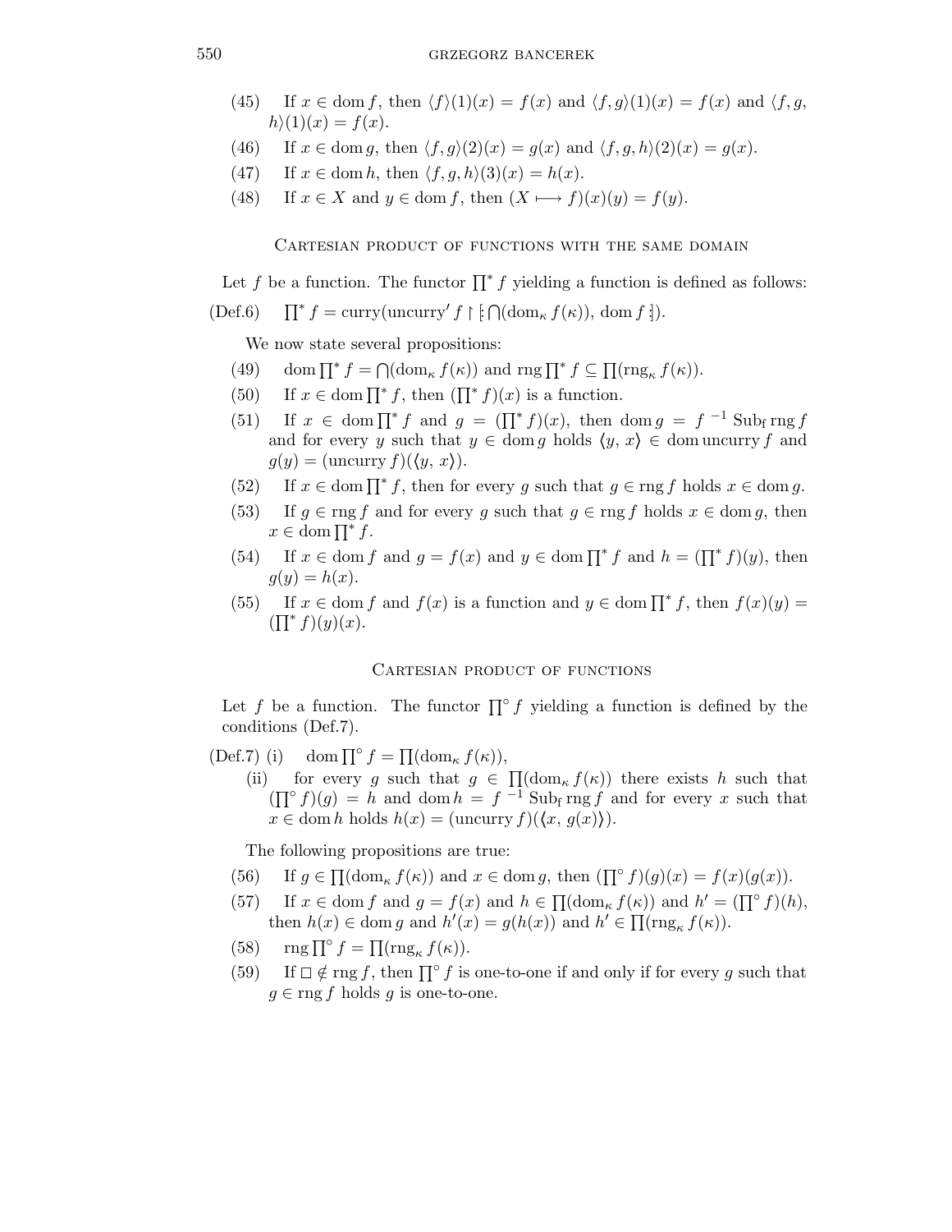(45) If $x \in \operatorname{dom} f$, then $\langle f\rangle(1)(x) = f(x)$ and $\langle f, g\rangle(1)(x) = f(x)$ and $\langle f, g, h\rangle(1)(x) = f(x)$.

(46) If $x \in \operatorname{dom} g$, then $\langle f, g\rangle(2)(x) = g(x)$ and $\langle f, g, h\rangle(2)(x) = g(x)$.

(47) If $x \in \operatorname{dom} h$, then $\langle f, g, h\rangle(3)(x) = h(x)$.

(48) If $x \in X$ and $y \in \operatorname{dom} f$, then $(X \longmapsto f)(x)(y) = f(y)$.

## Cartesian product of functions with the same domain

Let $f$ be a function. The functor $\prod^* f$ yielding a function is defined as follows:

(Def.6) $\prod^* f = \operatorname{curry}(\operatorname{uncurry}' f \restriction [\!:\bigcap(\operatorname{dom}_\kappa f(\kappa)), \operatorname{dom} f:\!])$.

We now state several propositions:

(49) $\operatorname{dom} \prod^* f = \bigcap(\operatorname{dom}_\kappa f(\kappa))$ and $\operatorname{rng} \prod^* f \subseteq \prod(\operatorname{rng}_\kappa f(\kappa))$.

(50) If $x \in \operatorname{dom} \prod^* f$, then $(\prod^* f)(x)$ is a function.

(51) If $x \in \operatorname{dom} \prod^* f$ and $g = (\prod^* f)(x)$, then $\operatorname{dom} g = f^{-1} \operatorname{Sub_f} \operatorname{rng} f$ and for every $y$ such that $y \in \operatorname{dom} g$ holds $\langle y, x\rangle \in \operatorname{dom} \operatorname{uncurry} f$ and $g(y) = (\operatorname{uncurry} f)(\langle y, x\rangle)$.

(52) If $x \in \operatorname{dom} \prod^* f$, then for every $g$ such that $g \in \operatorname{rng} f$ holds $x \in \operatorname{dom} g$.

(53) If $g \in \operatorname{rng} f$ and for every $g$ such that $g \in \operatorname{rng} f$ holds $x \in \operatorname{dom} g$, then $x \in \operatorname{dom} \prod^* f$.

(54) If $x \in \operatorname{dom} f$ and $g = f(x)$ and $y \in \operatorname{dom} \prod^* f$ and $h = (\prod^* f)(y)$, then $g(y) = h(x)$.

(55) If $x \in \operatorname{dom} f$ and $f(x)$ is a function and $y \in \operatorname{dom} \prod^* f$, then $f(x)(y) = (\prod^* f)(y)(x)$.

## Cartesian product of functions

Let $f$ be a function. The functor $\prod^\circ f$ yielding a function is defined by the conditions (Def.7).

(Def.7) (i) $\operatorname{dom} \prod^\circ f = \prod(\operatorname{dom}_\kappa f(\kappa))$,

(ii) for every $g$ such that $g \in \prod(\operatorname{dom}_\kappa f(\kappa))$ there exists $h$ such that $(\prod^\circ f)(g) = h$ and $\operatorname{dom} h = f^{-1} \operatorname{Sub_f} \operatorname{rng} f$ and for every $x$ such that $x \in \operatorname{dom} h$ holds $h(x) = (\operatorname{uncurry} f)(\langle x, g(x)\rangle)$.

The following propositions are true:

(56) If $g \in \prod(\operatorname{dom}_\kappa f(\kappa))$ and $x \in \operatorname{dom} g$, then $(\prod^\circ f)(g)(x) = f(x)(g(x))$.

(57) If $x \in \operatorname{dom} f$ and $g = f(x)$ and $h \in \prod(\operatorname{dom}_\kappa f(\kappa))$ and $h' = (\prod^\circ f)(h)$, then $h(x) \in \operatorname{dom} g$ and $h'(x) = g(h(x))$ and $h' \in \prod(\operatorname{rng}_\kappa f(\kappa))$.

(58) $\operatorname{rng} \prod^\circ f = \prod(\operatorname{rng}_\kappa f(\kappa))$.

(59) If $\square \notin \operatorname{rng} f$, then $\prod^\circ f$ is one-to-one if and only if for every $g$ such that $g \in \operatorname{rng} f$ holds $g$ is one-to-one.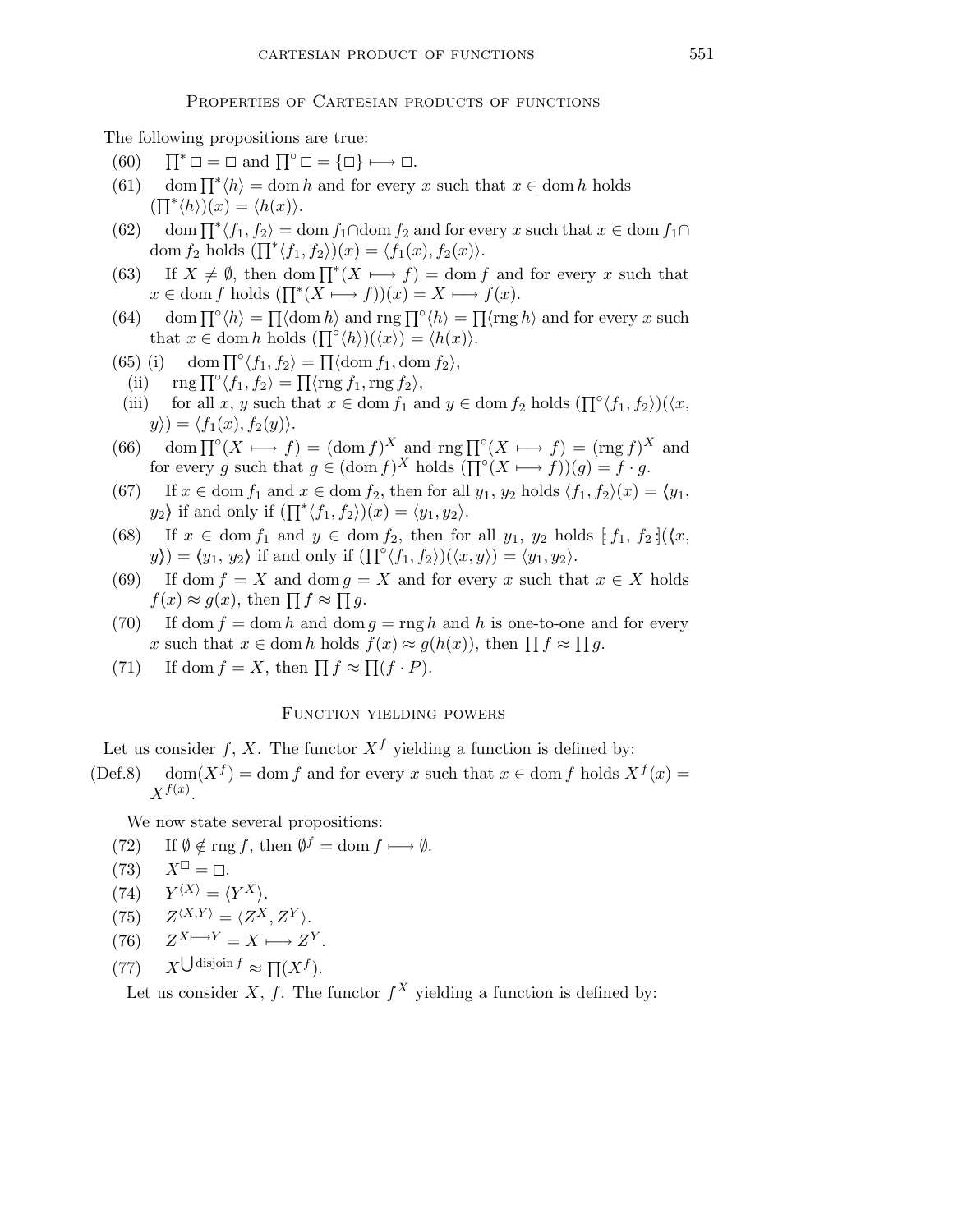## Properties of Cartesian products of functions

The following propositions are true:

(60) $\prod^* \square = \square$ and $\prod^\circ \square = \{\square\} \longmapsto \square$.

(61) $\operatorname{dom} \prod^* \langle h \rangle = \operatorname{dom} h$ and for every $x$ such that $x \in \operatorname{dom} h$ holds $(\prod^* \langle h \rangle)(x) = \langle h(x) \rangle$.

(62) $\operatorname{dom} \prod^* \langle f_1, f_2 \rangle = \operatorname{dom} f_1 \cap \operatorname{dom} f_2$ and for every $x$ such that $x \in \operatorname{dom} f_1 \cap \operatorname{dom} f_2$ holds $(\prod^* \langle f_1, f_2 \rangle)(x) = \langle f_1(x), f_2(x) \rangle$.

(63) If $X \neq \emptyset$, then $\operatorname{dom} \prod^*(X \longmapsto f) = \operatorname{dom} f$ and for every $x$ such that $x \in \operatorname{dom} f$ holds $(\prod^*(X \longmapsto f))(x) = X \longmapsto f(x)$.

(64) $\operatorname{dom} \prod^\circ \langle h \rangle = \prod \langle \operatorname{dom} h \rangle$ and $\operatorname{rng} \prod^\circ \langle h \rangle = \prod \langle \operatorname{rng} h \rangle$ and for every $x$ such that $x \in \operatorname{dom} h$ holds $(\prod^\circ \langle h \rangle)(\langle x \rangle) = \langle h(x) \rangle$.

(65) (i) $\operatorname{dom} \prod^\circ \langle f_1, f_2 \rangle = \prod \langle \operatorname{dom} f_1, \operatorname{dom} f_2 \rangle$,

(ii) $\operatorname{rng} \prod^\circ \langle f_1, f_2 \rangle = \prod \langle \operatorname{rng} f_1, \operatorname{rng} f_2 \rangle$,

(iii) for all $x$, $y$ such that $x \in \operatorname{dom} f_1$ and $y \in \operatorname{dom} f_2$ holds $(\prod^\circ \langle f_1, f_2 \rangle)(\langle x, y \rangle) = \langle f_1(x), f_2(y) \rangle$.

(66) $\operatorname{dom} \prod^\circ(X \longmapsto f) = (\operatorname{dom} f)^X$ and $\operatorname{rng} \prod^\circ(X \longmapsto f) = (\operatorname{rng} f)^X$ and for every $g$ such that $g \in (\operatorname{dom} f)^X$ holds $(\prod^\circ(X \longmapsto f))(g) = f \cdot g$.

(67) If $x \in \operatorname{dom} f_1$ and $x \in \operatorname{dom} f_2$, then for all $y_1$, $y_2$ holds $\langle f_1, f_2 \rangle(x) = \langle y_1, y_2 \rangle$ if and only if $(\prod^* \langle f_1, f_2 \rangle)(x) = \langle y_1, y_2 \rangle$.

(68) If $x \in \operatorname{dom} f_1$ and $y \in \operatorname{dom} f_2$, then for all $y_1$, $y_2$ holds $[\!: f_1, f_2 :\!](\langle x, y \rangle) = \langle y_1, y_2 \rangle$ if and only if $(\prod^\circ \langle f_1, f_2 \rangle)(\langle x, y \rangle) = \langle y_1, y_2 \rangle$.

(69) If $\operatorname{dom} f = X$ and $\operatorname{dom} g = X$ and for every $x$ such that $x \in X$ holds $f(x) \approx g(x)$, then $\prod f \approx \prod g$.

(70) If $\operatorname{dom} f = \operatorname{dom} h$ and $\operatorname{dom} g = \operatorname{rng} h$ and $h$ is one-to-one and for every $x$ such that $x \in \operatorname{dom} h$ holds $f(x) \approx g(h(x))$, then $\prod f \approx \prod g$.

(71) If $\operatorname{dom} f = X$, then $\prod f \approx \prod(f \cdot P)$.

## Function yielding powers

Let us consider $f$, $X$. The functor $X^f$ yielding a function is defined by:

(Def.8) $\operatorname{dom}(X^f) = \operatorname{dom} f$ and for every $x$ such that $x \in \operatorname{dom} f$ holds $X^f(x) = X^{f(x)}$.

We now state several propositions:

(72) If $\emptyset \notin \operatorname{rng} f$, then $\emptyset^f = \operatorname{dom} f \longmapsto \emptyset$.

(73) $X^\square = \square$.

(74) $Y^{\langle X \rangle} = \langle Y^X \rangle$.

(75) $Z^{\langle X, Y \rangle} = \langle Z^X, Z^Y \rangle$.

(76) $Z^{X \longmapsto Y} = X \longmapsto Z^Y$.

(77) $X^{\bigcup \operatorname{disjoin} f} \approx \prod(X^f)$.

Let us consider $X$, $f$. The functor $f^X$ yielding a function is defined by: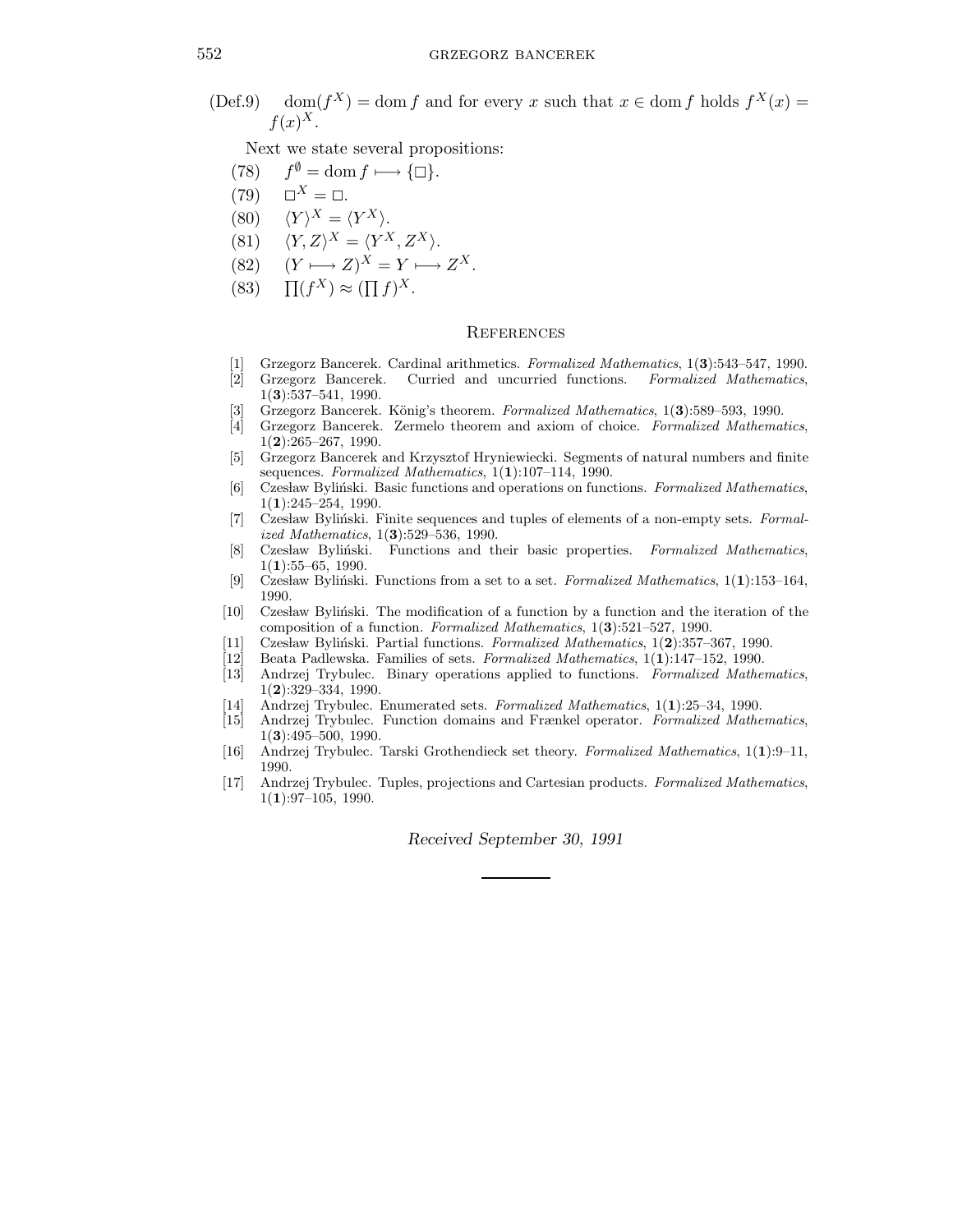(Def.9) $\operatorname{dom}(f^X) = \operatorname{dom} f$ and for every $x$ such that $x \in \operatorname{dom} f$ holds $f^X(x) = f(x)^X$.

Next we state several propositions:

(78) $f^{\emptyset} = \operatorname{dom} f \longmapsto \{\Box\}$.

(79) $\Box^X = \Box$.

(80) $\langle Y \rangle^X = \langle Y^X \rangle$.

(81) $\langle Y, Z \rangle^X = \langle Y^X, Z^X \rangle$.

(82) $(Y \longmapsto Z)^X = Y \longmapsto Z^X$.

(83) $\prod(f^X) \approx (\prod f)^X$.

## References

[1] Grzegorz Bancerek. Cardinal arithmetics. *Formalized Mathematics*, 1(**3**):543–547, 1990.

[2] Grzegorz Bancerek. Curried and uncurried functions. *Formalized Mathematics*, 1(**3**):537–541, 1990.

[3] Grzegorz Bancerek. König's theorem. *Formalized Mathematics*, 1(**3**):589–593, 1990.

[4] Grzegorz Bancerek. Zermelo theorem and axiom of choice. *Formalized Mathematics*, 1(**2**):265–267, 1990.

[5] Grzegorz Bancerek and Krzysztof Hryniewiecki. Segments of natural numbers and finite sequences. *Formalized Mathematics*, 1(**1**):107–114, 1990.

[6] Czesław Byliński. Basic functions and operations on functions. *Formalized Mathematics*, 1(**1**):245–254, 1990.

[7] Czesław Byliński. Finite sequences and tuples of elements of a non-empty sets. *Formalized Mathematics*, 1(**3**):529–536, 1990.

[8] Czesław Byliński. Functions and their basic properties. *Formalized Mathematics*, 1(**1**):55–65, 1990.

[9] Czesław Byliński. Functions from a set to a set. *Formalized Mathematics*, 1(**1**):153–164, 1990.

[10] Czesław Byliński. The modification of a function by a function and the iteration of the composition of a function. *Formalized Mathematics*, 1(**3**):521–527, 1990.

[11] Czesław Byliński. Partial functions. *Formalized Mathematics*, 1(**2**):357–367, 1990.

[12] Beata Padlewska. Families of sets. *Formalized Mathematics*, 1(**1**):147–152, 1990.

[13] Andrzej Trybulec. Binary operations applied to functions. *Formalized Mathematics*, 1(**2**):329–334, 1990.

[14] Andrzej Trybulec. Enumerated sets. *Formalized Mathematics*, 1(**1**):25–34, 1990.

[15] Andrzej Trybulec. Function domains and Frænkel operator. *Formalized Mathematics*, 1(**3**):495–500, 1990.

[16] Andrzej Trybulec. Tarski Grothendieck set theory. *Formalized Mathematics*, 1(**1**):9–11, 1990.

[17] Andrzej Trybulec. Tuples, projections and Cartesian products. *Formalized Mathematics*, 1(**1**):97–105, 1990.

*Received September 30, 1991*